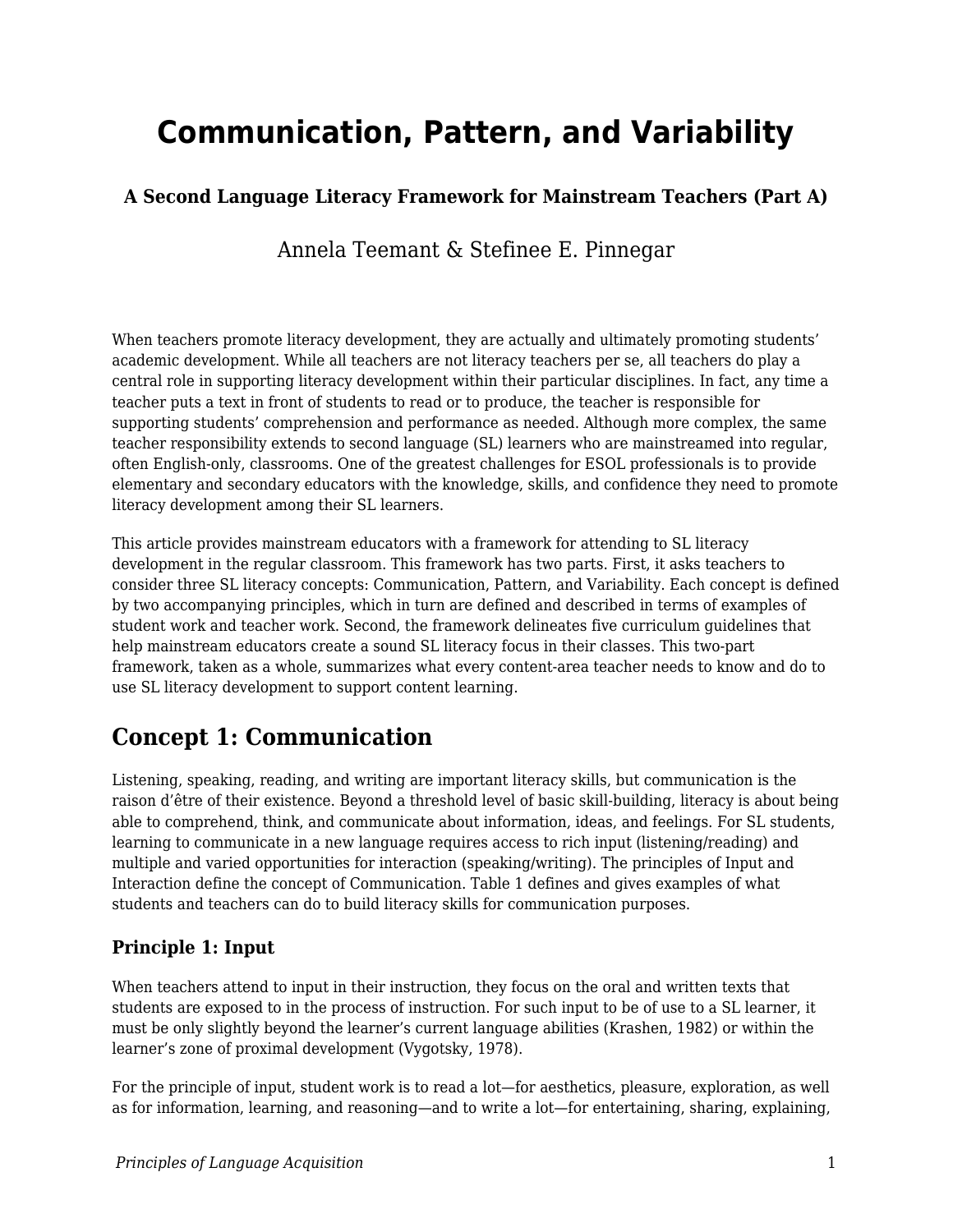# Communication, Pattern, and Variability

### A Second Language Literacy Framework for Mainstream Teachers (Part A)

Annela Teemant & Stefinee E. Pinnegar

When teachers promote literacy development, they are actually and ultimately promoting students' academic development. While all teachers are not literacy teachers per se, all teachers do play a central role in supporting literacy development within their particular disciplines. In fact, any time a teacher puts a text in front of students to read or to produce, the teacher is responsible for supporting students' comprehension and performance as needed. Although more complex, the same teacher responsibility extends to second language (SL) learners who are mainstreamed into regular, often English-only, classrooms. One of the greatest challenges for ESOL professionals is to provide elementary and secondary educators with the knowledge, skills, and confidence they need to promote literacy development among their SL learners.

This article provides mainstream educators with a framework for attending to SL literacy development in the regular classroom. This framework has two parts. First, it asks teachers to consider three SL literacy concepts: Communication, Pattern, and Variability. Each concept is defined by two accompanying principles, which in turn are defined and described in terms of examples of student work and teacher work. Second, the framework delineates five curriculum guidelines that help mainstream educators create a sound SL literacy focus in their classes. This two-part framework, taken as a whole, summarizes what every content-area teacher needs to know and do to use SL literacy development to support content learning.

## Concept 1: Communication

Listening, speaking, reading, and writing are important literacy skills, but communication is the raison d'être of their existence. Beyond a threshold level of basic skill-building, literacy is about being able to comprehend, think, and communicate about information, ideas, and feelings. For SL students, learning to communicate in a new language requires access to rich input (listening/reading) and multiple and varied opportunities for interaction (speaking/writing). The principles of Input and Interaction define the concept of Communication. Table 1 defines and gives examples of what students and teachers can do to build literacy skills for communication purposes.

### Principle 1: Input

When teachers attend to input in their instruction, they focus on the oral and written texts that students are exposed to in the process of instruction. For such input to be of use to a SL learner, it must be only slightly beyond the learner's current language abilities (Krashen, 1982) or within the learner's zone of proximal development (Vygotsky, 1978).

For the principle of input, student work is to read a lot—for aesthetics, pleasure, exploration, as well as for information, learning, and reasoning—and to write a lot—for entertaining, sharing, explaining,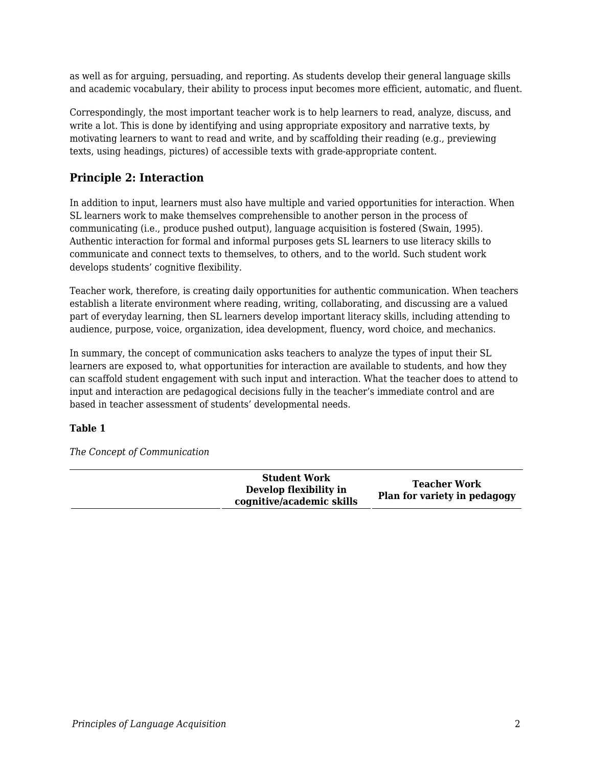as well as for arguing, persuading, and reporting. As students develop their general language skills and academic vocabulary, their ability to process input becomes more efficient, automatic, and fluent.

Correspondingly, the most important teacher work is to help learners to read, analyze, discuss, and write a lot. This is done by identifying and using appropriate expository and narrative texts, by motivating learners to want to read and write, and by scaffolding their reading (e.g., previewing texts, using headings, pictures) of accessible texts with grade-appropriate content.

## Principle 2: Interaction

In addition to input, learners must also have multiple and varied opportunities for interaction. When SL learners work to make themselves comprehensible to another person in the process of communicating (i.e., produce pushed output), language acquisition is fostered (Swain, 1995). Authentic interaction for formal and informal purposes gets SL learners to use literacy skills to communicate and connect texts to themselves, to others, and to the world. Such student work develops students' cognitive flexibility.

Teacher work, therefore, is creating daily opportunities for authentic communication. When teachers establish a literate environment where reading, writing, collaborating, and discussing are a valued part of everyday learning, then SL learners develop important literacy skills, including attending to audience, purpose, voice, organization, idea development, fluency, word choice, and mechanics.

In summary, the concept of communication asks teachers to analyze the types of input their SL learners are exposed to, what opportunities for interaction are available to students, and how they can scaffold student engagement with such input and interaction. What the teacher does to attend to input and interaction are pedagogical decisions fully in the teacher's immediate control and are based in teacher assessment of students' developmental needs.

**Table 1**

*The Concept of Communication*

| | **Student Work**<br>**Develop flexibility in cognitive/academic skills** | **Teacher Work**<br>**Plan for variety in pedagogy** |
|---|---|---|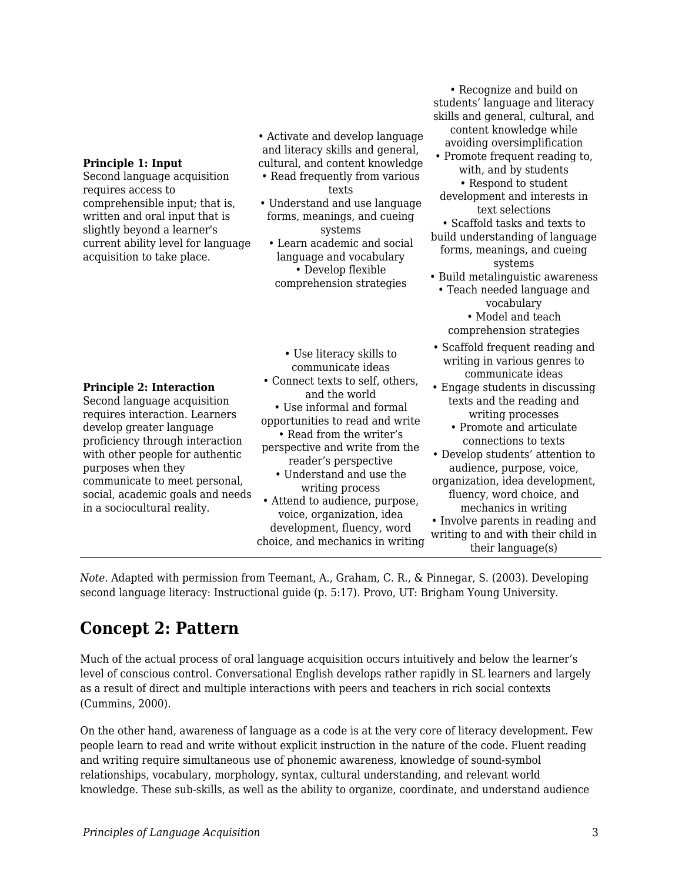| | | |
|---|---|---|
| **Principle 1: Input** Second language acquisition requires access to comprehensible input; that is, written and oral input that is slightly beyond a learner's current ability level for language acquisition to take place. | • Activate and develop language and literacy skills and general, cultural, and content knowledge<br>• Read frequently from various texts<br>• Understand and use language forms, meanings, and cueing systems<br>• Learn academic and social language and vocabulary<br>• Develop flexible comprehension strategies | • Recognize and build on students' language and literacy skills and general, cultural, and content knowledge while avoiding oversimplification<br>• Promote frequent reading to, with, and by students<br>• Respond to student development and interests in text selections<br>• Scaffold tasks and texts to build understanding of language forms, meanings, and cueing systems<br>• Build metalinguistic awareness<br>• Teach needed language and vocabulary<br>• Model and teach comprehension strategies |
| **Principle 2: Interaction** Second language acquisition requires interaction. Learners develop greater language proficiency through interaction with other people for authentic purposes when they communicate to meet personal, social, academic goals and needs in a sociocultural reality. | • Use literacy skills to communicate ideas<br>• Connect texts to self, others, and the world<br>• Use informal and formal opportunities to read and write<br>• Read from the writer's perspective and write from the reader's perspective<br>• Understand and use the writing process<br>• Attend to audience, purpose, voice, organization, idea development, fluency, word choice, and mechanics in writing | • Scaffold frequent reading and writing in various genres to communicate ideas<br>• Engage students in discussing texts and the reading and writing processes<br>• Promote and articulate connections to texts<br>• Develop students' attention to audience, purpose, voice, organization, idea development, fluency, word choice, and mechanics in writing<br>• Involve parents in reading and writing to and with their child in their language(s) |

*Note.* Adapted with permission from Teemant, A., Graham, C. R., & Pinnegar, S. (2003). Developing second language literacy: Instructional guide (p. 5:17). Provo, UT: Brigham Young University.

## Concept 2: Pattern

Much of the actual process of oral language acquisition occurs intuitively and below the learner's level of conscious control. Conversational English develops rather rapidly in SL learners and largely as a result of direct and multiple interactions with peers and teachers in rich social contexts (Cummins, 2000).

On the other hand, awareness of language as a code is at the very core of literacy development. Few people learn to read and write without explicit instruction in the nature of the code. Fluent reading and writing require simultaneous use of phonemic awareness, knowledge of sound-symbol relationships, vocabulary, morphology, syntax, cultural understanding, and relevant world knowledge. These sub-skills, as well as the ability to organize, coordinate, and understand audience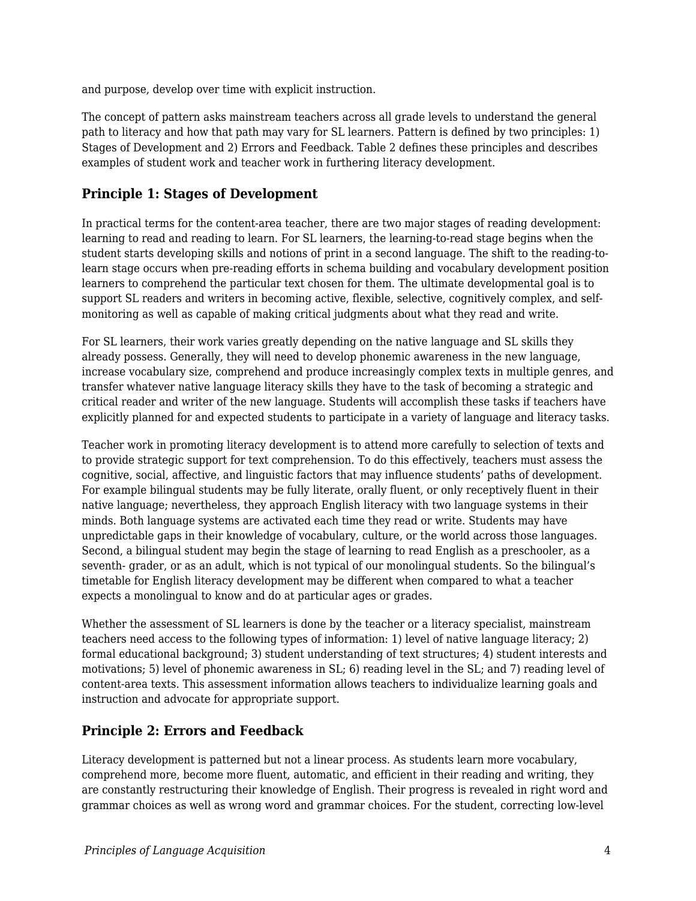and purpose, develop over time with explicit instruction.

The concept of pattern asks mainstream teachers across all grade levels to understand the general path to literacy and how that path may vary for SL learners. Pattern is defined by two principles: 1) Stages of Development and 2) Errors and Feedback. Table 2 defines these principles and describes examples of student work and teacher work in furthering literacy development.

## Principle 1: Stages of Development

In practical terms for the content-area teacher, there are two major stages of reading development: learning to read and reading to learn. For SL learners, the learning-to-read stage begins when the student starts developing skills and notions of print in a second language. The shift to the reading-to-learn stage occurs when pre-reading efforts in schema building and vocabulary development position learners to comprehend the particular text chosen for them. The ultimate developmental goal is to support SL readers and writers in becoming active, flexible, selective, cognitively complex, and self-monitoring as well as capable of making critical judgments about what they read and write.

For SL learners, their work varies greatly depending on the native language and SL skills they already possess. Generally, they will need to develop phonemic awareness in the new language, increase vocabulary size, comprehend and produce increasingly complex texts in multiple genres, and transfer whatever native language literacy skills they have to the task of becoming a strategic and critical reader and writer of the new language. Students will accomplish these tasks if teachers have explicitly planned for and expected students to participate in a variety of language and literacy tasks.

Teacher work in promoting literacy development is to attend more carefully to selection of texts and to provide strategic support for text comprehension. To do this effectively, teachers must assess the cognitive, social, affective, and linguistic factors that may influence students' paths of development. For example bilingual students may be fully literate, orally fluent, or only receptively fluent in their native language; nevertheless, they approach English literacy with two language systems in their minds. Both language systems are activated each time they read or write. Students may have unpredictable gaps in their knowledge of vocabulary, culture, or the world across those languages. Second, a bilingual student may begin the stage of learning to read English as a preschooler, as a seventh- grader, or as an adult, which is not typical of our monolingual students. So the bilingual's timetable for English literacy development may be different when compared to what a teacher expects a monolingual to know and do at particular ages or grades.

Whether the assessment of SL learners is done by the teacher or a literacy specialist, mainstream teachers need access to the following types of information: 1) level of native language literacy; 2) formal educational background; 3) student understanding of text structures; 4) student interests and motivations; 5) level of phonemic awareness in SL; 6) reading level in the SL; and 7) reading level of content-area texts. This assessment information allows teachers to individualize learning goals and instruction and advocate for appropriate support.

## Principle 2: Errors and Feedback

Literacy development is patterned but not a linear process. As students learn more vocabulary, comprehend more, become more fluent, automatic, and efficient in their reading and writing, they are constantly restructuring their knowledge of English. Their progress is revealed in right word and grammar choices as well as wrong word and grammar choices. For the student, correcting low-level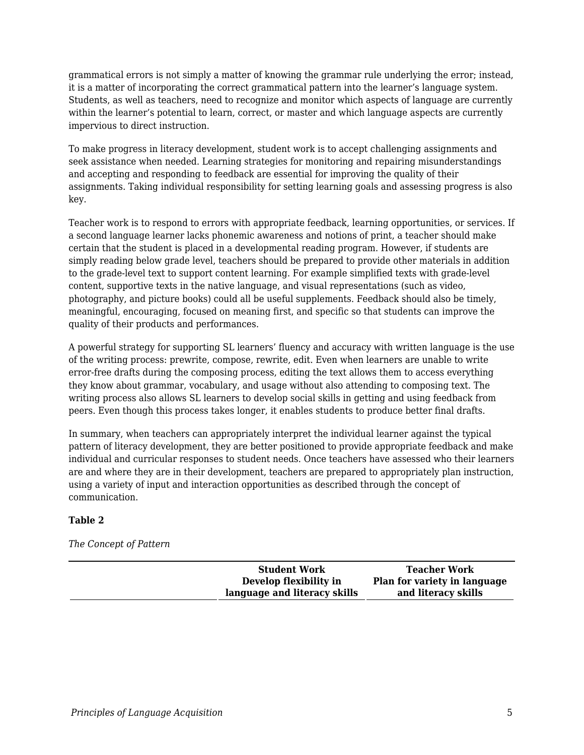grammatical errors is not simply a matter of knowing the grammar rule underlying the error; instead, it is a matter of incorporating the correct grammatical pattern into the learner's language system. Students, as well as teachers, need to recognize and monitor which aspects of language are currently within the learner's potential to learn, correct, or master and which language aspects are currently impervious to direct instruction.

To make progress in literacy development, student work is to accept challenging assignments and seek assistance when needed. Learning strategies for monitoring and repairing misunderstandings and accepting and responding to feedback are essential for improving the quality of their assignments. Taking individual responsibility for setting learning goals and assessing progress is also key.

Teacher work is to respond to errors with appropriate feedback, learning opportunities, or services. If a second language learner lacks phonemic awareness and notions of print, a teacher should make certain that the student is placed in a developmental reading program. However, if students are simply reading below grade level, teachers should be prepared to provide other materials in addition to the grade-level text to support content learning. For example simplified texts with grade-level content, supportive texts in the native language, and visual representations (such as video, photography, and picture books) could all be useful supplements. Feedback should also be timely, meaningful, encouraging, focused on meaning first, and specific so that students can improve the quality of their products and performances.

A powerful strategy for supporting SL learners' fluency and accuracy with written language is the use of the writing process: prewrite, compose, rewrite, edit. Even when learners are unable to write error-free drafts during the composing process, editing the text allows them to access everything they know about grammar, vocabulary, and usage without also attending to composing text. The writing process also allows SL learners to develop social skills in getting and using feedback from peers. Even though this process takes longer, it enables students to produce better final drafts.

In summary, when teachers can appropriately interpret the individual learner against the typical pattern of literacy development, they are better positioned to provide appropriate feedback and make individual and curricular responses to student needs. Once teachers have assessed who their learners are and where they are in their development, teachers are prepared to appropriately plan instruction, using a variety of input and interaction opportunities as described through the concept of communication.

**Table 2**

*The Concept of Pattern*

| | **Student Work**<br>**Develop flexibility in language and literacy skills** | **Teacher Work**<br>**Plan for variety in language and literacy skills** |
|---|---|---|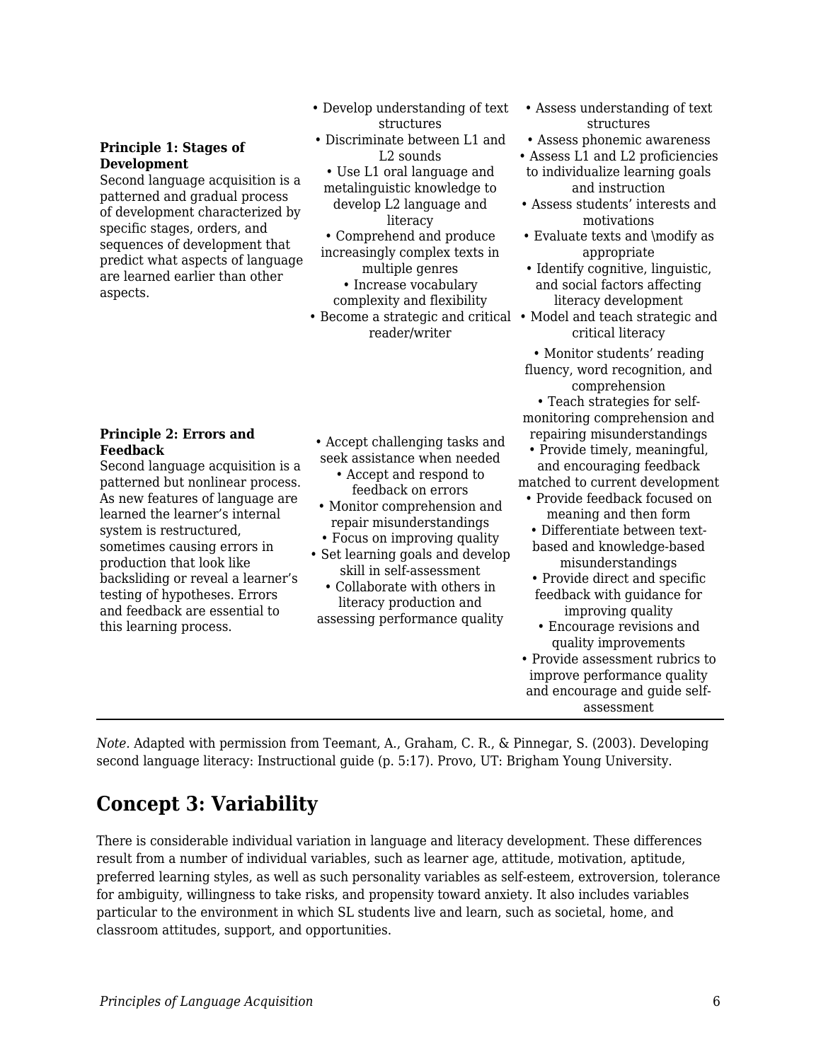| | | |
|---|---|---|
| **Principle 1: Stages of Development** Second language acquisition is a patterned and gradual process of development characterized by specific stages, orders, and sequences of development that predict what aspects of language are learned earlier than other aspects. | • Develop understanding of text structures • Discriminate between L1 and L2 sounds • Use L1 oral language and metalinguistic knowledge to develop L2 language and literacy • Comprehend and produce increasingly complex texts in multiple genres • Increase vocabulary complexity and flexibility • Become a strategic and critical reader/writer | • Assess understanding of text structures • Assess phonemic awareness • Assess L1 and L2 proficiencies to individualize learning goals and instruction • Assess students' interests and motivations • Evaluate texts and \modify as appropriate • Identify cognitive, linguistic, and social factors affecting literacy development • Model and teach strategic and critical literacy |
| **Principle 2: Errors and Feedback** Second language acquisition is a patterned but nonlinear process. As new features of language are learned the learner's internal system is restructured, sometimes causing errors in production that look like backsliding or reveal a learner's testing of hypotheses. Errors and feedback are essential to this learning process. | • Accept challenging tasks and seek assistance when needed • Accept and respond to feedback on errors • Monitor comprehension and repair misunderstandings • Focus on improving quality • Set learning goals and develop skill in self-assessment • Collaborate with others in literacy production and assessing performance quality | • Monitor students' reading fluency, word recognition, and comprehension • Teach strategies for self-monitoring comprehension and repairing misunderstandings • Provide timely, meaningful, and encouraging feedback matched to current development • Provide feedback focused on meaning and then form • Differentiate between text-based and knowledge-based misunderstandings • Provide direct and specific feedback with guidance for improving quality • Encourage revisions and quality improvements • Provide assessment rubrics to improve performance quality and encourage and guide self-assessment |

*Note.* Adapted with permission from Teemant, A., Graham, C. R., & Pinnegar, S. (2003). Developing second language literacy: Instructional guide (p. 5:17). Provo, UT: Brigham Young University.

## Concept 3: Variability

There is considerable individual variation in language and literacy development. These differences result from a number of individual variables, such as learner age, attitude, motivation, aptitude, preferred learning styles, as well as such personality variables as self-esteem, extroversion, tolerance for ambiguity, willingness to take risks, and propensity toward anxiety. It also includes variables particular to the environment in which SL students live and learn, such as societal, home, and classroom attitudes, support, and opportunities.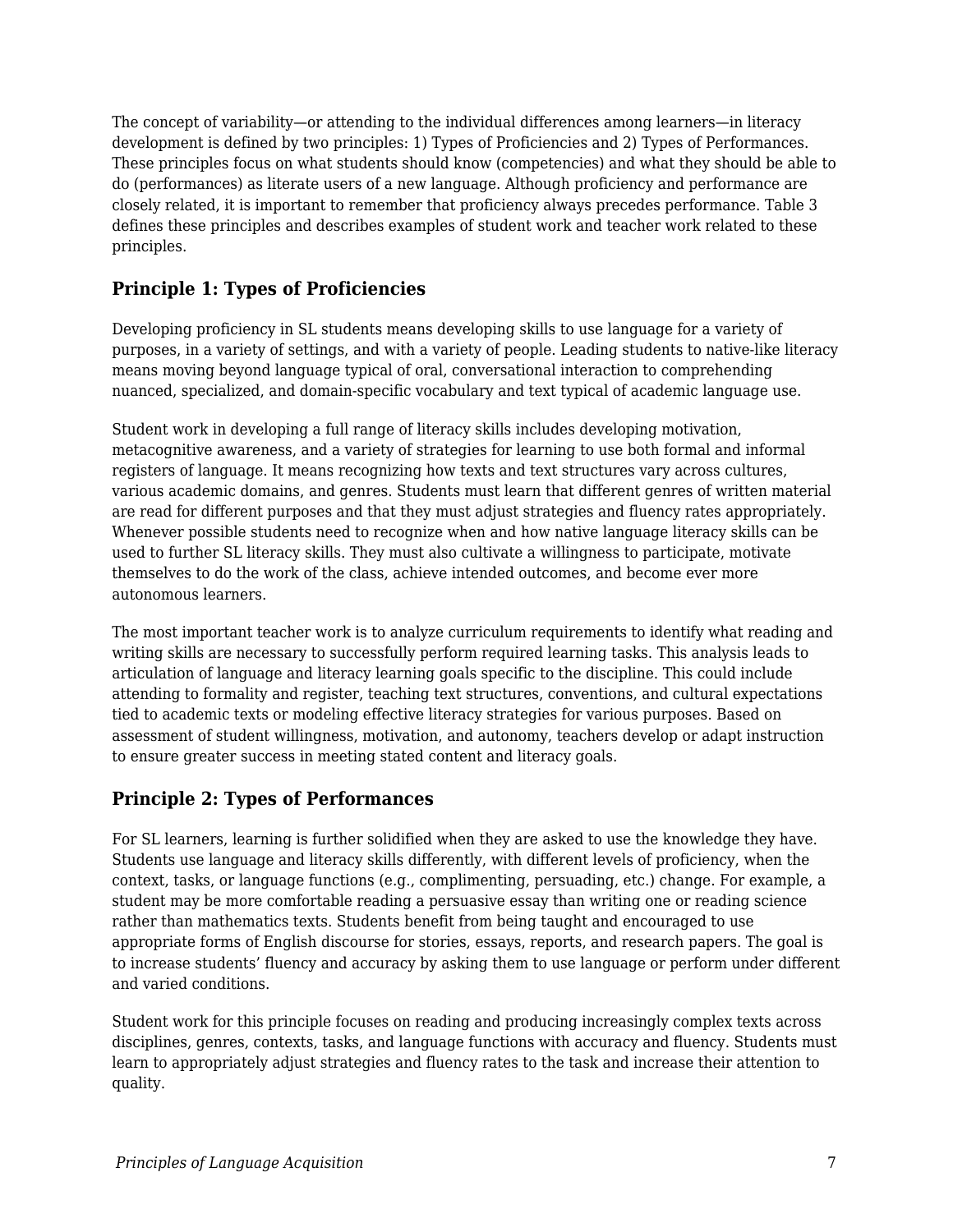The concept of variability—or attending to the individual differences among learners—in literacy development is defined by two principles: 1) Types of Proficiencies and 2) Types of Performances. These principles focus on what students should know (competencies) and what they should be able to do (performances) as literate users of a new language. Although proficiency and performance are closely related, it is important to remember that proficiency always precedes performance. Table 3 defines these principles and describes examples of student work and teacher work related to these principles.

### Principle 1: Types of Proficiencies

Developing proficiency in SL students means developing skills to use language for a variety of purposes, in a variety of settings, and with a variety of people. Leading students to native-like literacy means moving beyond language typical of oral, conversational interaction to comprehending nuanced, specialized, and domain-specific vocabulary and text typical of academic language use.

Student work in developing a full range of literacy skills includes developing motivation, metacognitive awareness, and a variety of strategies for learning to use both formal and informal registers of language. It means recognizing how texts and text structures vary across cultures, various academic domains, and genres. Students must learn that different genres of written material are read for different purposes and that they must adjust strategies and fluency rates appropriately. Whenever possible students need to recognize when and how native language literacy skills can be used to further SL literacy skills. They must also cultivate a willingness to participate, motivate themselves to do the work of the class, achieve intended outcomes, and become ever more autonomous learners.

The most important teacher work is to analyze curriculum requirements to identify what reading and writing skills are necessary to successfully perform required learning tasks. This analysis leads to articulation of language and literacy learning goals specific to the discipline. This could include attending to formality and register, teaching text structures, conventions, and cultural expectations tied to academic texts or modeling effective literacy strategies for various purposes. Based on assessment of student willingness, motivation, and autonomy, teachers develop or adapt instruction to ensure greater success in meeting stated content and literacy goals.

### Principle 2: Types of Performances

For SL learners, learning is further solidified when they are asked to use the knowledge they have. Students use language and literacy skills differently, with different levels of proficiency, when the context, tasks, or language functions (e.g., complimenting, persuading, etc.) change. For example, a student may be more comfortable reading a persuasive essay than writing one or reading science rather than mathematics texts. Students benefit from being taught and encouraged to use appropriate forms of English discourse for stories, essays, reports, and research papers. The goal is to increase students' fluency and accuracy by asking them to use language or perform under different and varied conditions.

Student work for this principle focuses on reading and producing increasingly complex texts across disciplines, genres, contexts, tasks, and language functions with accuracy and fluency. Students must learn to appropriately adjust strategies and fluency rates to the task and increase their attention to quality.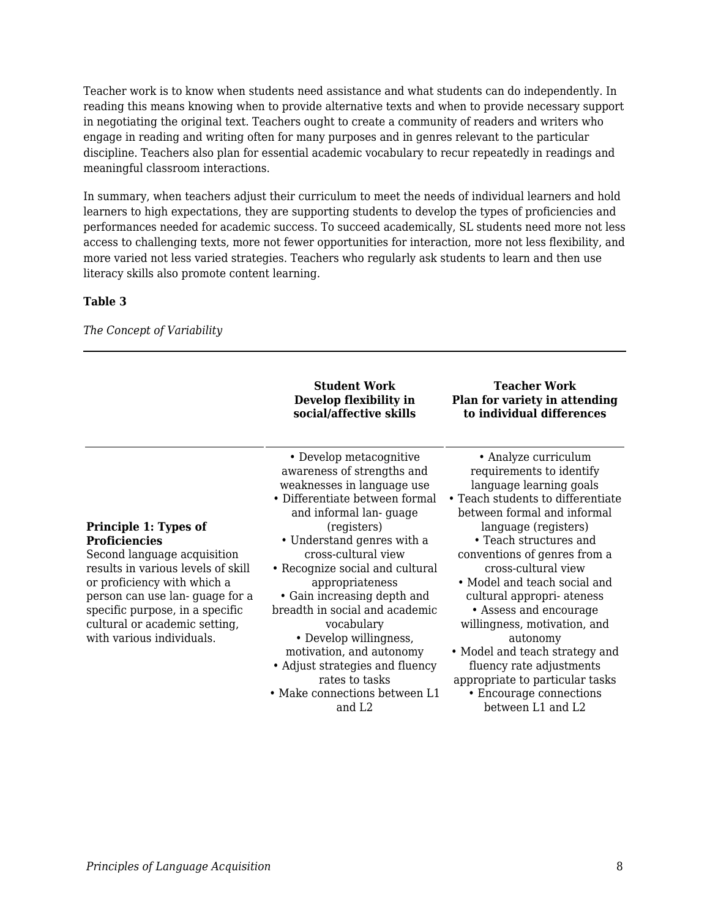Teacher work is to know when students need assistance and what students can do independently. In reading this means knowing when to provide alternative texts and when to provide necessary support in negotiating the original text. Teachers ought to create a community of readers and writers who engage in reading and writing often for many purposes and in genres relevant to the particular discipline. Teachers also plan for essential academic vocabulary to recur repeatedly in readings and meaningful classroom interactions.

In summary, when teachers adjust their curriculum to meet the needs of individual learners and hold learners to high expectations, they are supporting students to develop the types of proficiencies and performances needed for academic success. To succeed academically, SL students need more not less access to challenging texts, more not fewer opportunities for interaction, more not less flexibility, and more varied not less varied strategies. Teachers who regularly ask students to learn and then use literacy skills also promote content learning.

**Table 3**

*The Concept of Variability*

| | **Student Work** **Develop flexibility in social/affective skills** | **Teacher Work** **Plan for variety in attending to individual differences** |
|---|---|---|
| **Principle 1: Types of Proficiencies** Second language acquisition results in various levels of skill or proficiency with which a person can use lan- guage for a specific purpose, in a specific cultural or academic setting, with various individuals. | • Develop metacognitive awareness of strengths and weaknesses in language use • Differentiate between formal and informal lan- guage (registers) • Understand genres with a cross-cultural view • Recognize social and cultural appropriateness • Gain increasing depth and breadth in social and academic vocabulary • Develop willingness, motivation, and autonomy • Adjust strategies and fluency rates to tasks • Make connections between L1 and L2 | • Analyze curriculum requirements to identify language learning goals • Teach students to differentiate between formal and informal language (registers) • Teach structures and conventions of genres from a cross-cultural view • Model and teach social and cultural appropri- ateness • Assess and encourage willingness, motivation, and autonomy • Model and teach strategy and fluency rate adjustments appropriate to particular tasks • Encourage connections between L1 and L2 |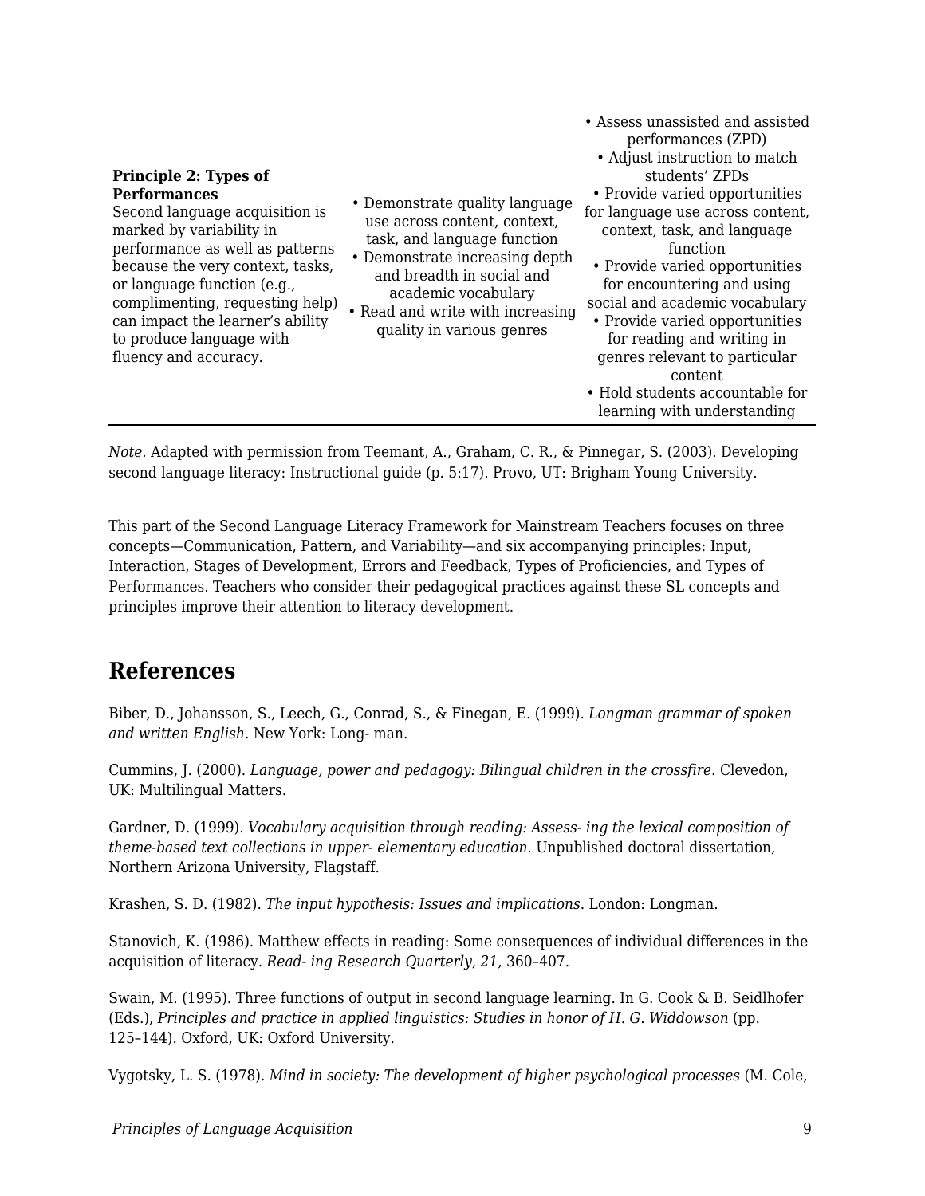| | | |
|---|---|---|
| **Principle 2: Types of Performances** Second language acquisition is marked by variability in performance as well as patterns because the very context, tasks, or language function (e.g., complimenting, requesting help) can impact the learner's ability to produce language with fluency and accuracy. | • Demonstrate quality language use across content, context, task, and language function • Demonstrate increasing depth and breadth in social and academic vocabulary • Read and write with increasing quality in various genres | • Assess unassisted and assisted performances (ZPD) • Adjust instruction to match students' ZPDs • Provide varied opportunities for language use across content, context, task, and language function • Provide varied opportunities for encountering and using social and academic vocabulary • Provide varied opportunities for reading and writing in genres relevant to particular content • Hold students accountable for learning with understanding |

*Note.* Adapted with permission from Teemant, A., Graham, C. R., & Pinnegar, S. (2003). Developing second language literacy: Instructional guide (p. 5:17). Provo, UT: Brigham Young University.

This part of the Second Language Literacy Framework for Mainstream Teachers focuses on three concepts—Communication, Pattern, and Variability—and six accompanying principles: Input, Interaction, Stages of Development, Errors and Feedback, Types of Proficiencies, and Types of Performances. Teachers who consider their pedagogical practices against these SL concepts and principles improve their attention to literacy development.

## References

Biber, D., Johansson, S., Leech, G., Conrad, S., & Finegan, E. (1999). *Longman grammar of spoken and written English*. New York: Long- man.

Cummins, J. (2000). *Language, power and pedagogy: Bilingual children in the crossfire*. Clevedon, UK: Multilingual Matters.

Gardner, D. (1999). *Vocabulary acquisition through reading: Assess- ing the lexical composition of theme-based text collections in upper- elementary education*. Unpublished doctoral dissertation, Northern Arizona University, Flagstaff.

Krashen, S. D. (1982). *The input hypothesis: Issues and implications*. London: Longman.

Stanovich, K. (1986). Matthew effects in reading: Some consequences of individual differences in the acquisition of literacy. *Read- ing Research Quarterly*, *21*, 360–407.

Swain, M. (1995). Three functions of output in second language learning. In G. Cook & B. Seidlhofer (Eds.), *Principles and practice in applied linguistics: Studies in honor of H. G. Widdowson* (pp. 125–144). Oxford, UK: Oxford University.

Vygotsky, L. S. (1978). *Mind in society: The development of higher psychological processes* (M. Cole,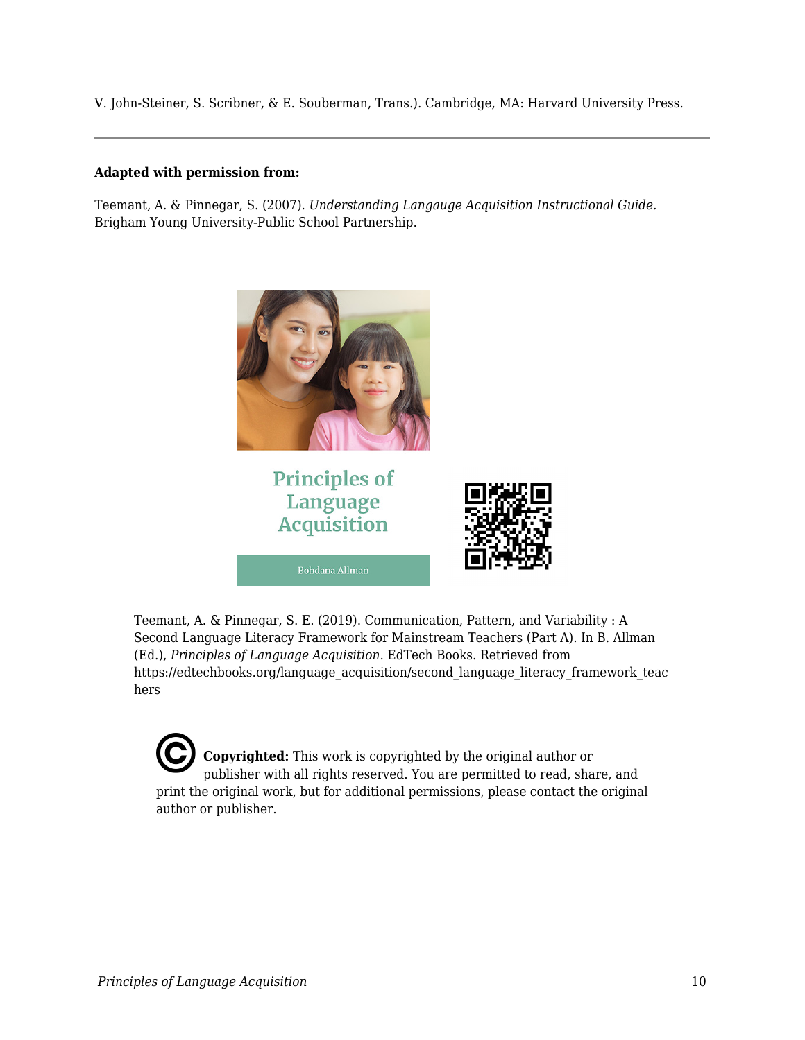V. John-Steiner, S. Scribner, & E. Souberman, Trans.). Cambridge, MA: Harvard University Press.

---

**Adapted with permission from:**

Teemant, A. & Pinnegar, S. (2007). *Understanding Langauge Acquisition Instructional Guide.* Brigham Young University-Public School Partnership.

Teemant, A. & Pinnegar, S. E. (2019). Communication, Pattern, and Variability : A Second Language Literacy Framework for Mainstream Teachers (Part A). In B. Allman (Ed.), *Principles of Language Acquisition*. EdTech Books. Retrieved from https://edtechbooks.org/language_acquisition/second_language_literacy_framework_teachers

**Copyrighted:** This work is copyrighted by the original author or publisher with all rights reserved. You are permitted to read, share, and print the original work, but for additional permissions, please contact the original author or publisher.